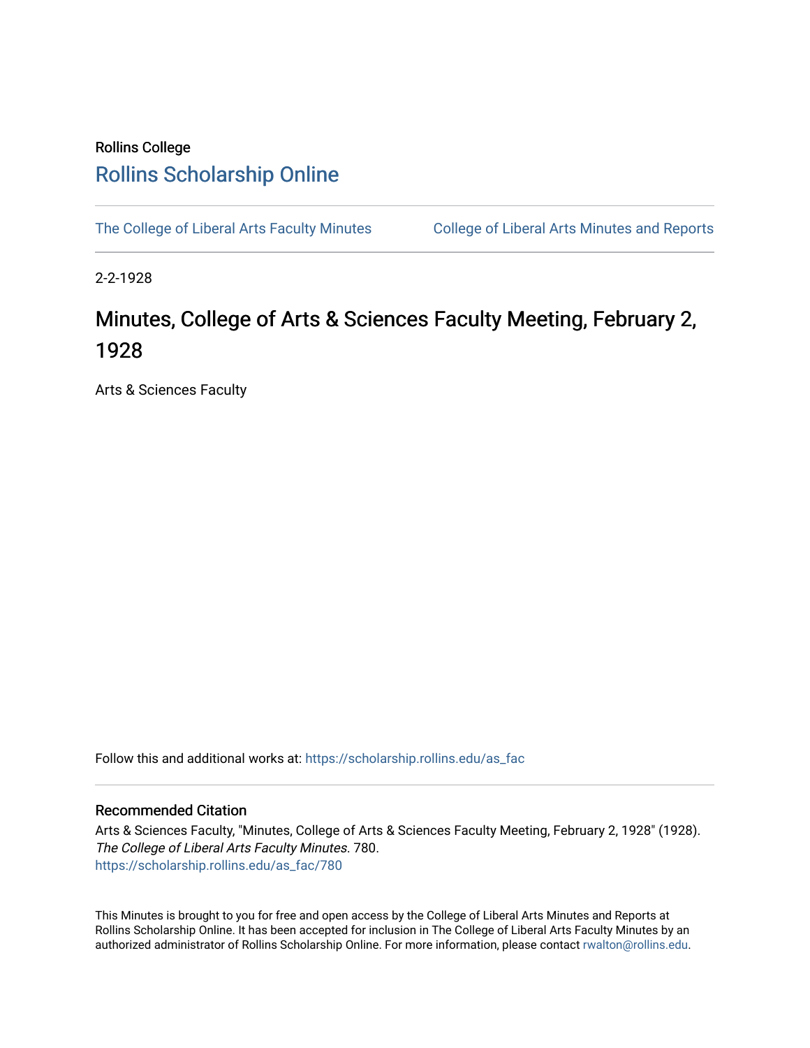Rollins College

# Rollins Scholarship Online

The College of Liberal Arts Faculty Minutes    College of Liberal Arts Minutes and Reports

2-2-1928

# Minutes, College of Arts & Sciences Faculty Meeting, February 2, 1928

Arts & Sciences Faculty

Follow this and additional works at: https://scholarship.rollins.edu/as_fac

## Recommended Citation

Arts & Sciences Faculty, "Minutes, College of Arts & Sciences Faculty Meeting, February 2, 1928" (1928). *The College of Liberal Arts Faculty Minutes*. 780.
https://scholarship.rollins.edu/as_fac/780

This Minutes is brought to you for free and open access by the College of Liberal Arts Minutes and Reports at Rollins Scholarship Online. It has been accepted for inclusion in The College of Liberal Arts Faculty Minutes by an authorized administrator of Rollins Scholarship Online. For more information, please contact rwalton@rollins.edu.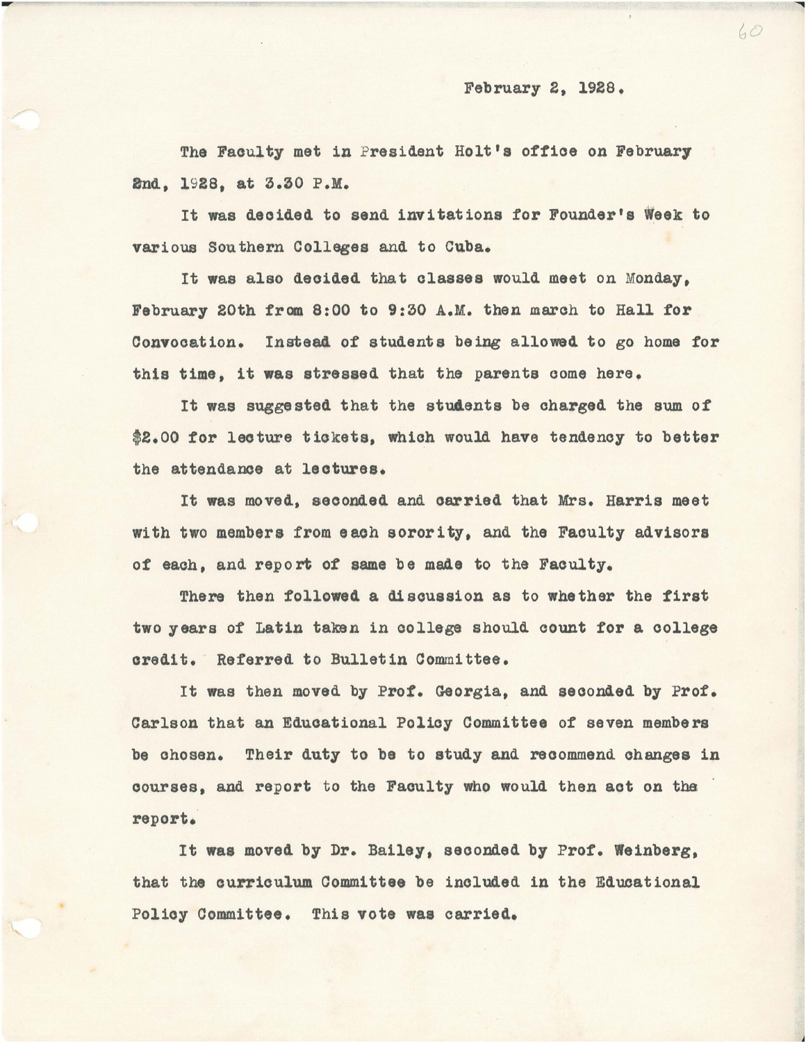February 2, 1928.

The Faculty met in President Holt's office on February 2nd, 1928, at 3.30 P.M.

It was decided to send invitations for Founder's Week to various Southern Colleges and to Cuba.

It was also decided that classes would meet on Monday, February 20th from 8:00 to 9:30 A.M. then march to Hall for Convocation. Instead of students being allowed to go home for this time, it was stressed that the parents come here.

It was suggested that the students be charged the sum of $2.00 for lecture tickets, which would have tendency to better the attendance at lectures.

It was moved, seconded and carried that Mrs. Harris meet with two members from each sorority, and the Faculty advisors of each, and report of same be made to the Faculty.

There then followed a discussion as to whether the first two years of Latin taken in college should count for a college credit. Referred to Bulletin Committee.

It was then moved by Prof. Georgia, and seconded by Prof. Carlson that an Educational Policy Committee of seven members be chosen. Their duty to be to study and recommend changes in courses, and report to the Faculty who would then act on the report.

It was moved by Dr. Bailey, seconded by Prof. Weinberg, that the curriculum Committee be included in the Educational Policy Committee. This vote was carried.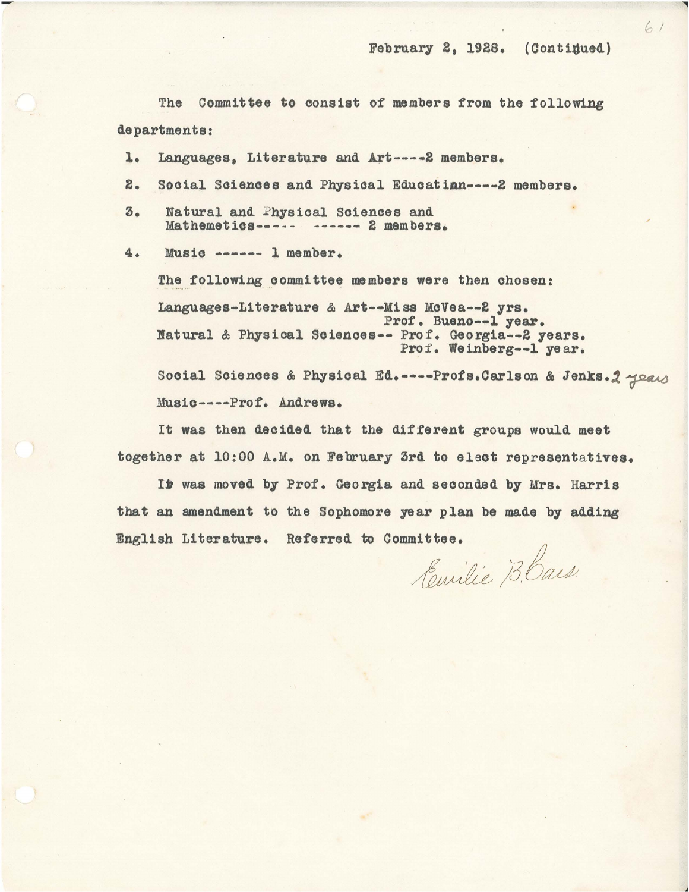February 2, 1928. (Continued)

The Committee to consist of members from the following departments:

1. Languages, Literature and Art----2 members.
2. Social Sciences and Physical Educatian----2 members.
3. Natural and Physical Sciences and Mathemetics----- ------ 2 members.
4. Music ------ 1 member.

The following committee members were then chosen:

Languages-Literature & Art--Miss McVea--2 yrs.
Prof. Bueno--1 year.
Natural & Physical Sciences-- Prof. Georgia--2 years.
Prof. Weinberg--1 year.

Social Sciences & Physical Ed.----Profs.Carlson & Jenks. 2 years

Music----Prof. Andrews.

It was then decided that the different groups would meet together at 10:00 A.M. on February 3rd to elect representatives.

It was moved by Prof. Georgia and seconded by Mrs. Harris that an amendment to the Sophomore year plan be made by adding English Literature. Referred to Committee.

Emilie B. Cass